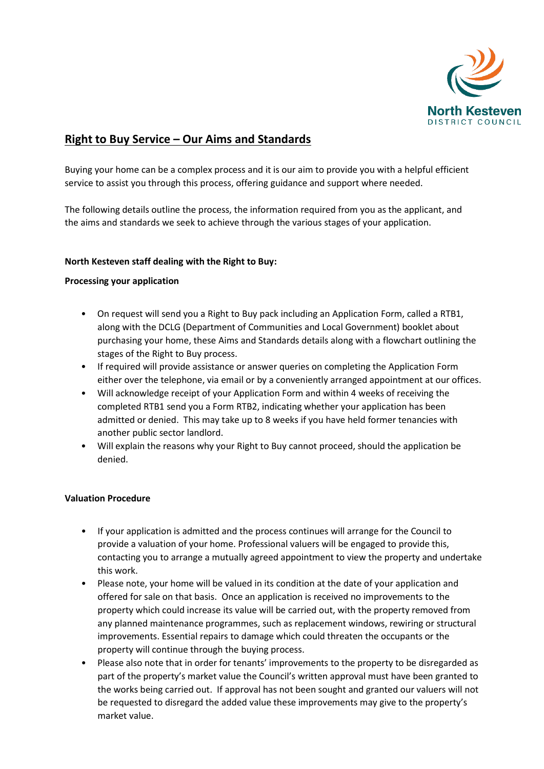North Kesteven
DISTRICT COUNCIL

# Right to Buy Service – Our Aims and Standards

Buying your home can be a complex process and it is our aim to provide you with a helpful efficient service to assist you through this process, offering guidance and support where needed.

The following details outline the process, the information required from you as the applicant, and the aims and standards we seek to achieve through the various stages of your application.

**North Kesteven staff dealing with the Right to Buy:**

**Processing your application**

- On request will send you a Right to Buy pack including an Application Form, called a RTB1, along with the DCLG (Department of Communities and Local Government) booklet about purchasing your home, these Aims and Standards details along with a flowchart outlining the stages of the Right to Buy process.
- If required will provide assistance or answer queries on completing the Application Form either over the telephone, via email or by a conveniently arranged appointment at our offices.
- Will acknowledge receipt of your Application Form and within 4 weeks of receiving the completed RTB1 send you a Form RTB2, indicating whether your application has been admitted or denied. This may take up to 8 weeks if you have held former tenancies with another public sector landlord.
- Will explain the reasons why your Right to Buy cannot proceed, should the application be denied.

**Valuation Procedure**

- If your application is admitted and the process continues will arrange for the Council to provide a valuation of your home. Professional valuers will be engaged to provide this, contacting you to arrange a mutually agreed appointment to view the property and undertake this work.
- Please note, your home will be valued in its condition at the date of your application and offered for sale on that basis. Once an application is received no improvements to the property which could increase its value will be carried out, with the property removed from any planned maintenance programmes, such as replacement windows, rewiring or structural improvements. Essential repairs to damage which could threaten the occupants or the property will continue through the buying process.
- Please also note that in order for tenants' improvements to the property to be disregarded as part of the property's market value the Council's written approval must have been granted to the works being carried out. If approval has not been sought and granted our valuers will not be requested to disregard the added value these improvements may give to the property's market value.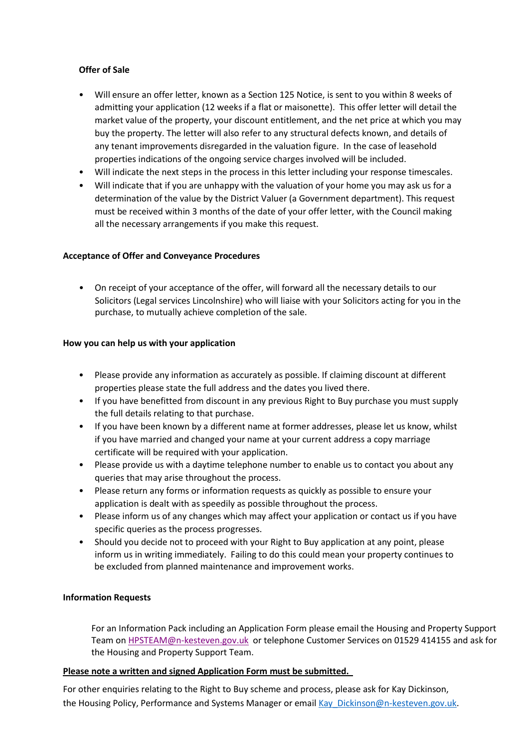**Offer of Sale**

- Will ensure an offer letter, known as a Section 125 Notice, is sent to you within 8 weeks of admitting your application (12 weeks if a flat or maisonette). This offer letter will detail the market value of the property, your discount entitlement, and the net price at which you may buy the property. The letter will also refer to any structural defects known, and details of any tenant improvements disregarded in the valuation figure. In the case of leasehold properties indications of the ongoing service charges involved will be included.
- Will indicate the next steps in the process in this letter including your response timescales.
- Will indicate that if you are unhappy with the valuation of your home you may ask us for a determination of the value by the District Valuer (a Government department). This request must be received within 3 months of the date of your offer letter, with the Council making all the necessary arrangements if you make this request.

**Acceptance of Offer and Conveyance Procedures**

- On receipt of your acceptance of the offer, will forward all the necessary details to our Solicitors (Legal services Lincolnshire) who will liaise with your Solicitors acting for you in the purchase, to mutually achieve completion of the sale.

**How you can help us with your application**

- Please provide any information as accurately as possible. If claiming discount at different properties please state the full address and the dates you lived there.
- If you have benefitted from discount in any previous Right to Buy purchase you must supply the full details relating to that purchase.
- If you have been known by a different name at former addresses, please let us know, whilst if you have married and changed your name at your current address a copy marriage certificate will be required with your application.
- Please provide us with a daytime telephone number to enable us to contact you about any queries that may arise throughout the process.
- Please return any forms or information requests as quickly as possible to ensure your application is dealt with as speedily as possible throughout the process.
- Please inform us of any changes which may affect your application or contact us if you have specific queries as the process progresses.
- Should you decide not to proceed with your Right to Buy application at any point, please inform us in writing immediately. Failing to do this could mean your property continues to be excluded from planned maintenance and improvement works.

**Information Requests**

For an Information Pack including an Application Form please email the Housing and Property Support Team on HPSTEAM@n-kesteven.gov.uk or telephone Customer Services on 01529 414155 and ask for the Housing and Property Support Team.

**Please note a written and signed Application Form must be submitted.**

For other enquiries relating to the Right to Buy scheme and process, please ask for Kay Dickinson, the Housing Policy, Performance and Systems Manager or email Kay_Dickinson@n-kesteven.gov.uk.